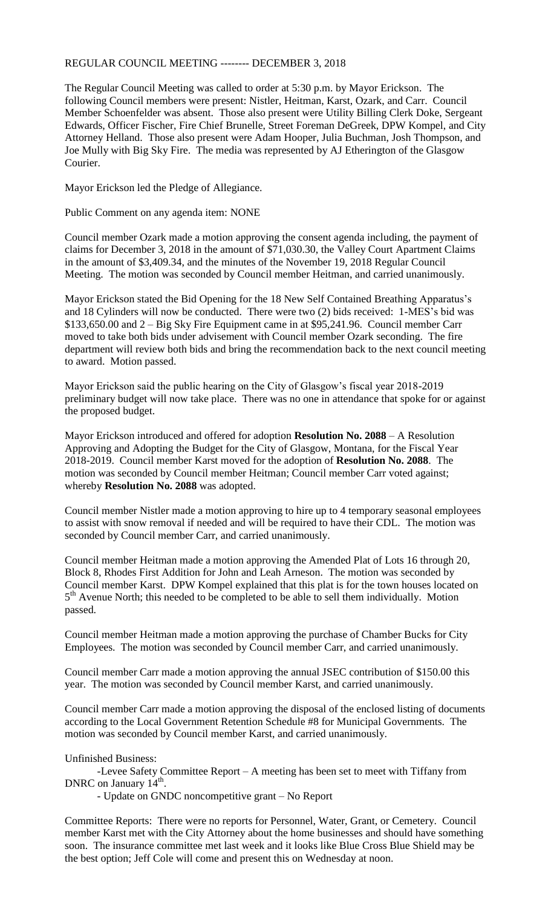REGULAR COUNCIL MEETING -------- DECEMBER 3, 2018

The Regular Council Meeting was called to order at 5:30 p.m. by Mayor Erickson. The following Council members were present: Nistler, Heitman, Karst, Ozark, and Carr. Council Member Schoenfelder was absent. Those also present were Utility Billing Clerk Doke, Sergeant Edwards, Officer Fischer, Fire Chief Brunelle, Street Foreman DeGreek, DPW Kompel, and City Attorney Helland. Those also present were Adam Hooper, Julia Buchman, Josh Thompson, and Joe Mully with Big Sky Fire. The media was represented by AJ Etherington of the Glasgow Courier.

Mayor Erickson led the Pledge of Allegiance.

Public Comment on any agenda item: NONE

Council member Ozark made a motion approving the consent agenda including, the payment of claims for December 3, 2018 in the amount of $71,030.30, the Valley Court Apartment Claims in the amount of $3,409.34, and the minutes of the November 19, 2018 Regular Council Meeting. The motion was seconded by Council member Heitman, and carried unanimously.

Mayor Erickson stated the Bid Opening for the 18 New Self Contained Breathing Apparatus's and 18 Cylinders will now be conducted. There were two (2) bids received: 1-MES's bid was $133,650.00 and 2 – Big Sky Fire Equipment came in at $95,241.96. Council member Carr moved to take both bids under advisement with Council member Ozark seconding. The fire department will review both bids and bring the recommendation back to the next council meeting to award. Motion passed.

Mayor Erickson said the public hearing on the City of Glasgow's fiscal year 2018-2019 preliminary budget will now take place. There was no one in attendance that spoke for or against the proposed budget.

Mayor Erickson introduced and offered for adoption **Resolution No. 2088** – A Resolution Approving and Adopting the Budget for the City of Glasgow, Montana, for the Fiscal Year 2018-2019. Council member Karst moved for the adoption of **Resolution No. 2088**. The motion was seconded by Council member Heitman; Council member Carr voted against; whereby **Resolution No. 2088** was adopted.

Council member Nistler made a motion approving to hire up to 4 temporary seasonal employees to assist with snow removal if needed and will be required to have their CDL. The motion was seconded by Council member Carr, and carried unanimously.

Council member Heitman made a motion approving the Amended Plat of Lots 16 through 20, Block 8, Rhodes First Addition for John and Leah Arneson. The motion was seconded by Council member Karst. DPW Kompel explained that this plat is for the town houses located on 5th Avenue North; this needed to be completed to be able to sell them individually. Motion passed.

Council member Heitman made a motion approving the purchase of Chamber Bucks for City Employees. The motion was seconded by Council member Carr, and carried unanimously.

Council member Carr made a motion approving the annual JSEC contribution of $150.00 this year. The motion was seconded by Council member Karst, and carried unanimously.

Council member Carr made a motion approving the disposal of the enclosed listing of documents according to the Local Government Retention Schedule #8 for Municipal Governments. The motion was seconded by Council member Karst, and carried unanimously.

Unfinished Business:

-Levee Safety Committee Report – A meeting has been set to meet with Tiffany from DNRC on January 14th.

- Update on GNDC noncompetitive grant – No Report

Committee Reports: There were no reports for Personnel, Water, Grant, or Cemetery. Council member Karst met with the City Attorney about the home businesses and should have something soon. The insurance committee met last week and it looks like Blue Cross Blue Shield may be the best option; Jeff Cole will come and present this on Wednesday at noon.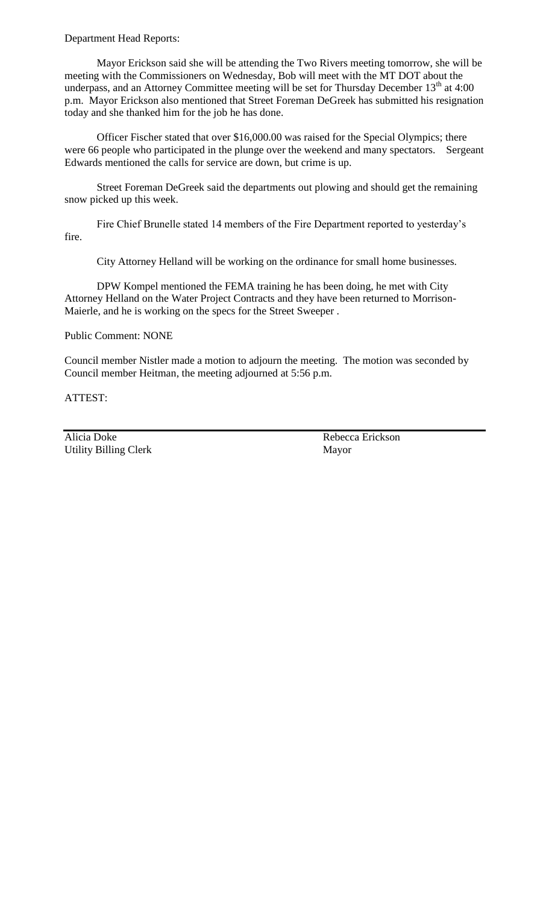Department Head Reports:

Mayor Erickson said she will be attending the Two Rivers meeting tomorrow, she will be meeting with the Commissioners on Wednesday, Bob will meet with the MT DOT about the underpass, and an Attorney Committee meeting will be set for Thursday December 13th at 4:00 p.m. Mayor Erickson also mentioned that Street Foreman DeGreek has submitted his resignation today and she thanked him for the job he has done.

Officer Fischer stated that over $16,000.00 was raised for the Special Olympics; there were 66 people who participated in the plunge over the weekend and many spectators. Sergeant Edwards mentioned the calls for service are down, but crime is up.

Street Foreman DeGreek said the departments out plowing and should get the remaining snow picked up this week.

Fire Chief Brunelle stated 14 members of the Fire Department reported to yesterday's fire.

City Attorney Helland will be working on the ordinance for small home businesses.

DPW Kompel mentioned the FEMA training he has been doing, he met with City Attorney Helland on the Water Project Contracts and they have been returned to Morrison-Maierle, and he is working on the specs for the Street Sweeper .

Public Comment: NONE

Council member Nistler made a motion to adjourn the meeting. The motion was seconded by Council member Heitman, the meeting adjourned at 5:56 p.m.

ATTEST:

Alicia Doke
Utility Billing Clerk

Rebecca Erickson
Mayor